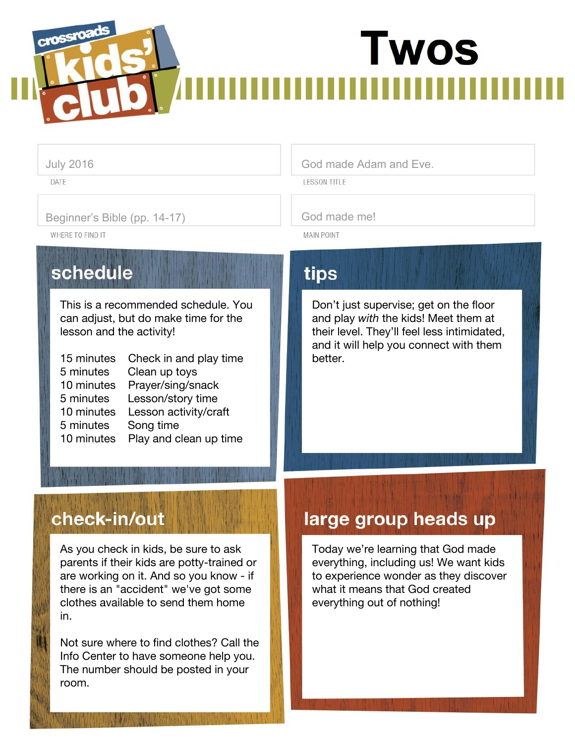crossroads kids' club

# Twos

| | |
|---|---|
| July 2016 | God made Adam and Eve. |
| DATE | LESSON TITLE |
| Beginner's Bible (pp. 14-17) | God made me! |
| WHERE TO FIND IT | MAIN POINT |

## schedule

This is a recommended schedule. You can adjust, but do make time for the lesson and the activity!

| | |
|---|---|
| 15 minutes | Check in and play time |
| 5 minutes | Clean up toys |
| 10 minutes | Prayer/sing/snack |
| 5 minutes | Lesson/story time |
| 10 minutes | Lesson activity/craft |
| 5 minutes | Song time |
| 10 minutes | Play and clean up time |

## tips

Don't just supervise; get on the floor and play *with* the kids! Meet them at their level. They'll feel less intimidated, and it will help you connect with them better.

## check-in/out

As you check in kids, be sure to ask parents if their kids are potty-trained or are working on it. And so you know - if there is an "accident" we've got some clothes available to send them home in.

Not sure where to find clothes? Call the Info Center to have someone help you. The number should be posted in your room.

## large group heads up

Today we're learning that God made everything, including us! We want kids to experience wonder as they discover what it means that God created everything out of nothing!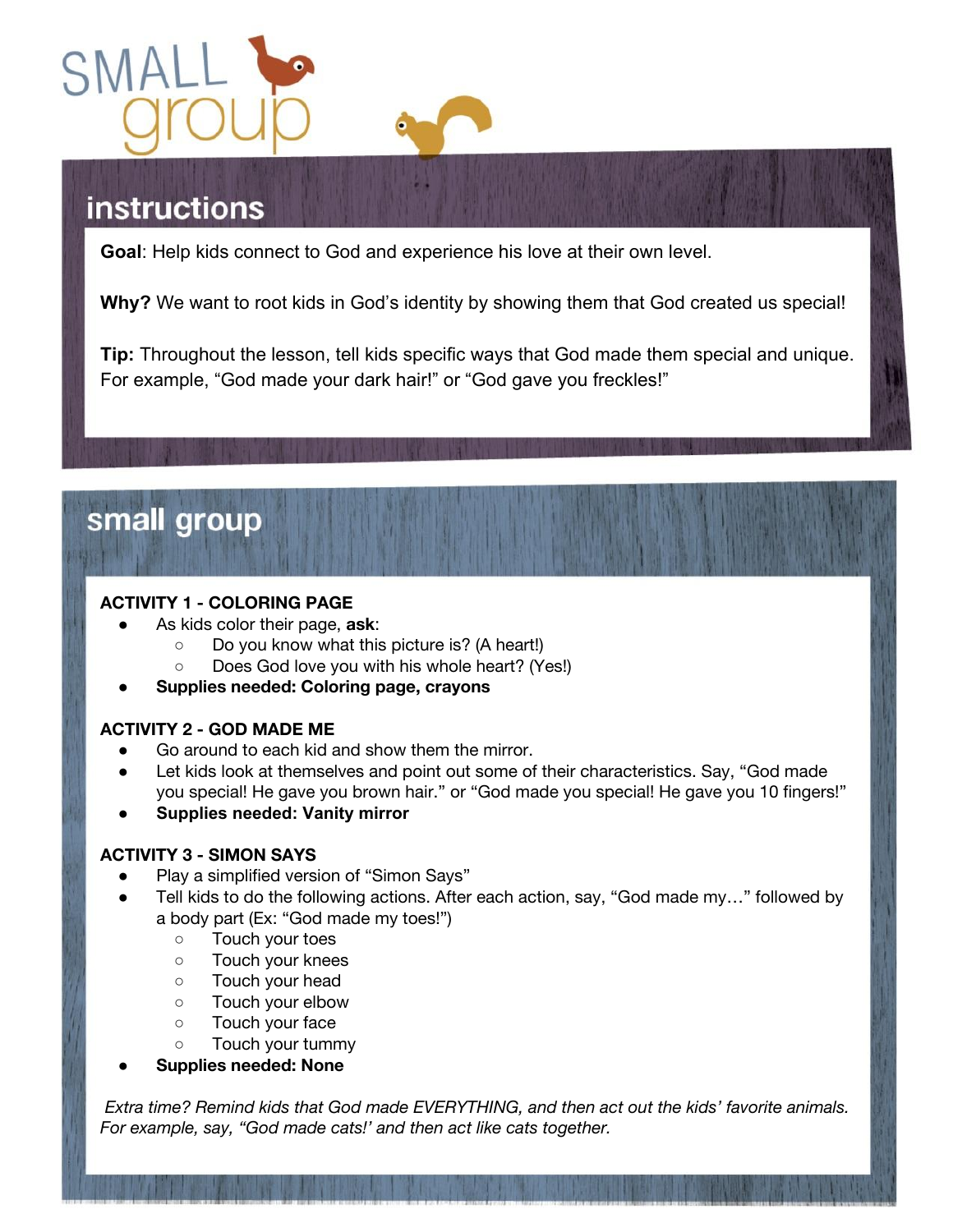# SMALL group

## instructions

**Goal**: Help kids connect to God and experience his love at their own level.

**Why?** We want to root kids in God's identity by showing them that God created us special!

**Tip:** Throughout the lesson, tell kids specific ways that God made them special and unique. For example, "God made your dark hair!" or "God gave you freckles!"

## small group

**ACTIVITY 1 - COLORING PAGE**

- As kids color their page, **ask**:
  - Do you know what this picture is? (A heart!)
  - Does God love you with his whole heart? (Yes!)
- **Supplies needed: Coloring page, crayons**

**ACTIVITY 2 - GOD MADE ME**

- Go around to each kid and show them the mirror.
- Let kids look at themselves and point out some of their characteristics. Say, "God made you special! He gave you brown hair." or "God made you special! He gave you 10 fingers!"
- **Supplies needed: Vanity mirror**

**ACTIVITY 3 - SIMON SAYS**

- Play a simplified version of "Simon Says"
- Tell kids to do the following actions. After each action, say, "God made my…" followed by a body part (Ex: "God made my toes!")
  - Touch your toes
  - Touch your knees
  - Touch your head
  - Touch your elbow
  - Touch your face
  - Touch your tummy
- **Supplies needed: None**

*Extra time? Remind kids that God made EVERYTHING, and then act out the kids' favorite animals. For example, say, "God made cats!' and then act like cats together.*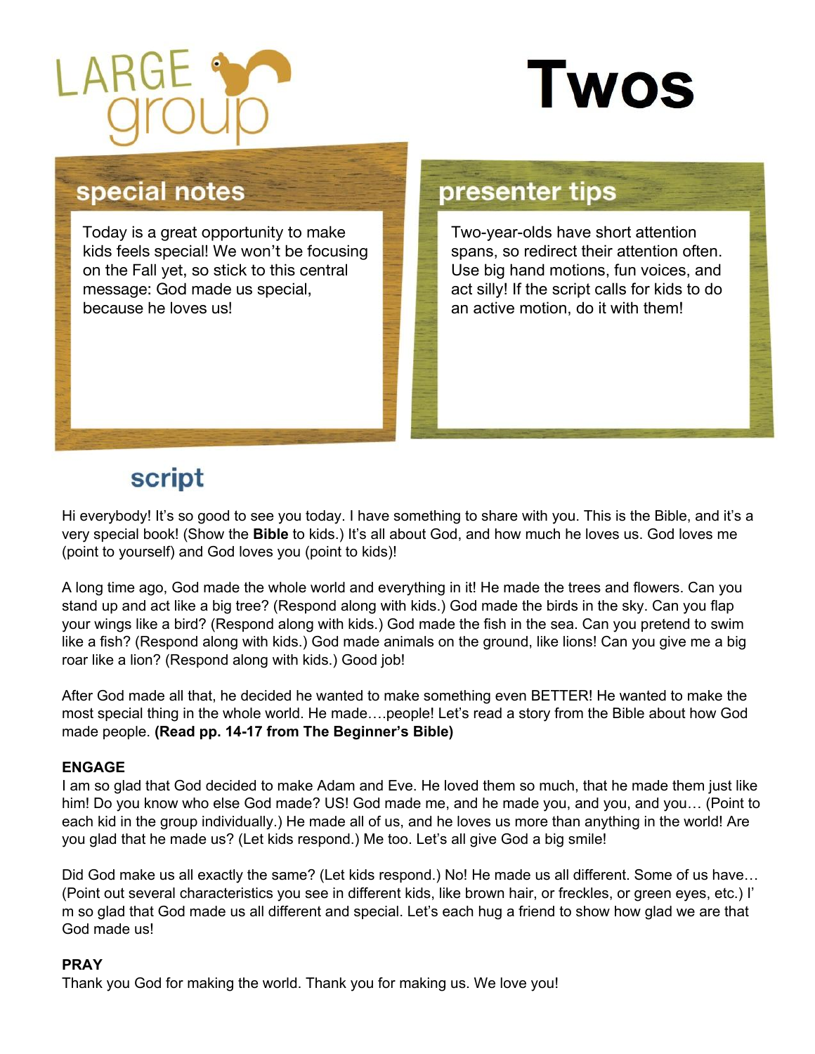# LARGE group

# Twos

## special notes

Today is a great opportunity to make kids feels special! We won't be focusing on the Fall yet, so stick to this central message: God made us special, because he loves us!

## presenter tips

Two-year-olds have short attention spans, so redirect their attention often. Use big hand motions, fun voices, and act silly! If the script calls for kids to do an active motion, do it with them!

## script

Hi everybody! It's so good to see you today. I have something to share with you. This is the Bible, and it's a very special book! (Show the **Bible** to kids.) It's all about God, and how much he loves us. God loves me (point to yourself) and God loves you (point to kids)!

A long time ago, God made the whole world and everything in it! He made the trees and flowers. Can you stand up and act like a big tree? (Respond along with kids.) God made the birds in the sky. Can you flap your wings like a bird? (Respond along with kids.) God made the fish in the sea. Can you pretend to swim like a fish? (Respond along with kids.) God made animals on the ground, like lions! Can you give me a big roar like a lion? (Respond along with kids.) Good job!

After God made all that, he decided he wanted to make something even BETTER! He wanted to make the most special thing in the whole world. He made….people! Let's read a story from the Bible about how God made people. **(Read pp. 14-17 from The Beginner's Bible)**

**ENGAGE**

I am so glad that God decided to make Adam and Eve. He loved them so much, that he made them just like him! Do you know who else God made? US! God made me, and he made you, and you, and you… (Point to each kid in the group individually.) He made all of us, and he loves us more than anything in the world! Are you glad that he made us? (Let kids respond.) Me too. Let's all give God a big smile!

Did God make us all exactly the same? (Let kids respond.) No! He made us all different. Some of us have… (Point out several characteristics you see in different kids, like brown hair, or freckles, or green eyes, etc.) I'm so glad that God made us all different and special. Let's each hug a friend to show how glad we are that God made us!

**PRAY**

Thank you God for making the world. Thank you for making us. We love you!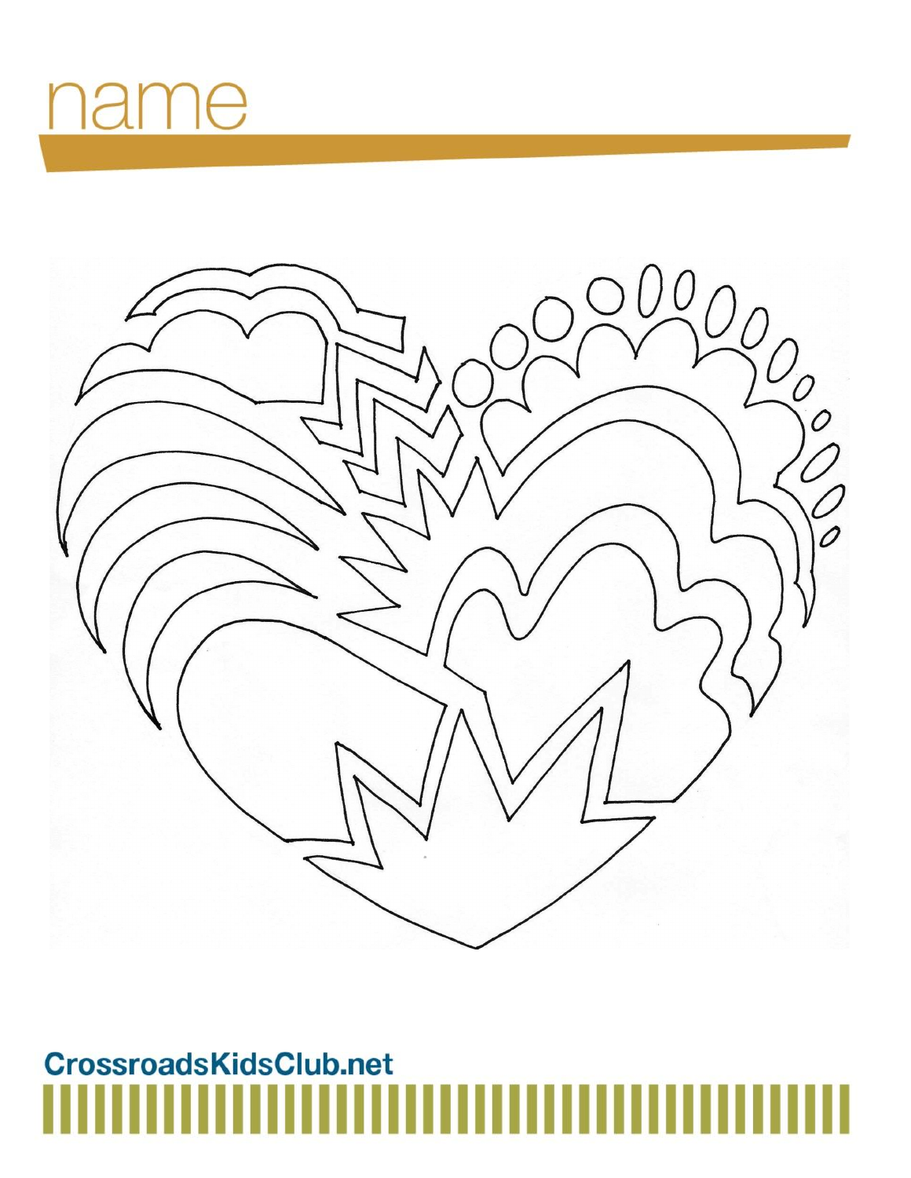name

CrossroadsKidsClub.net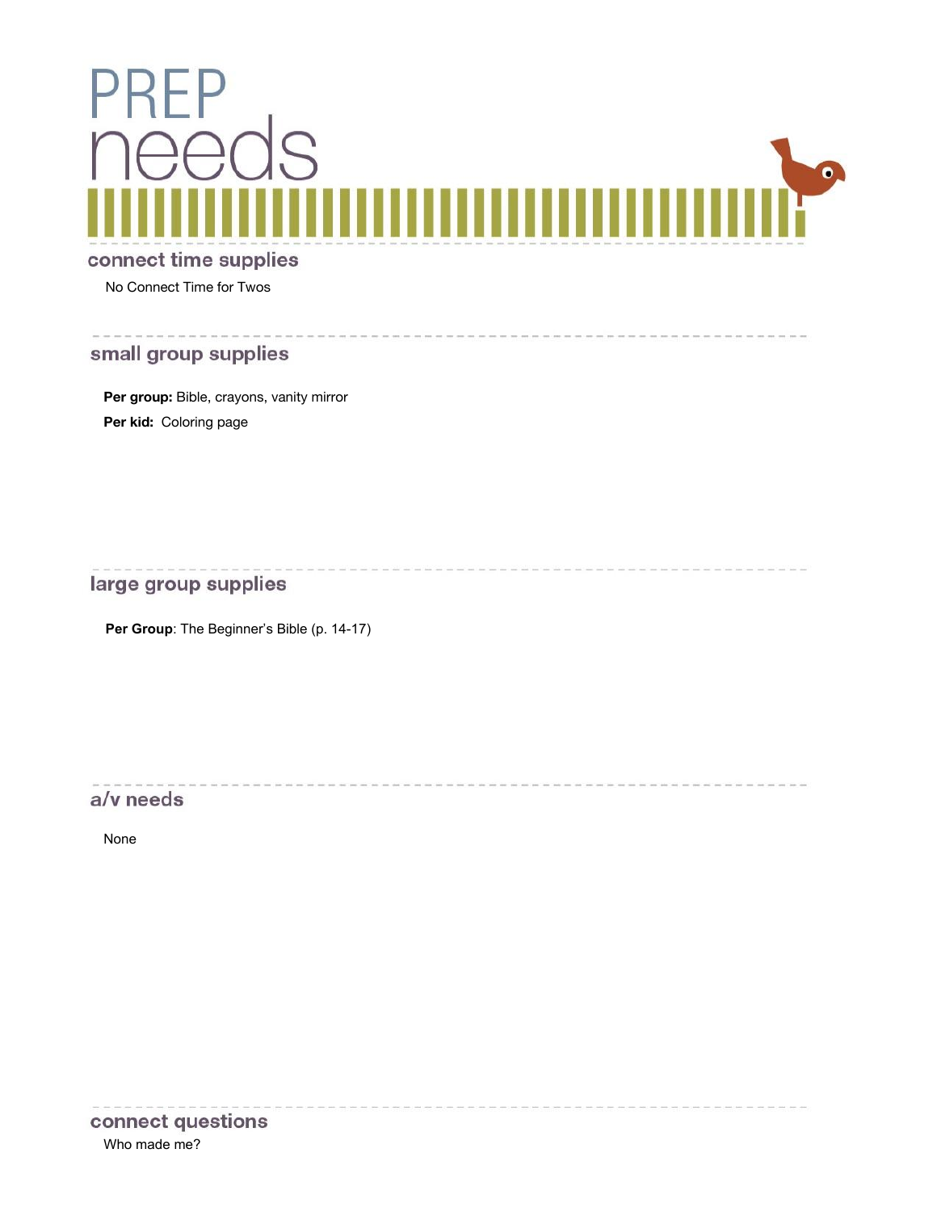# PREP needs

## connect time supplies

No Connect Time for Twos

## small group supplies

**Per group:** Bible, crayons, vanity mirror

**Per kid:** Coloring page

## large group supplies

**Per Group**: The Beginner's Bible (p. 14-17)

## a/v needs

None

## connect questions

Who made me?